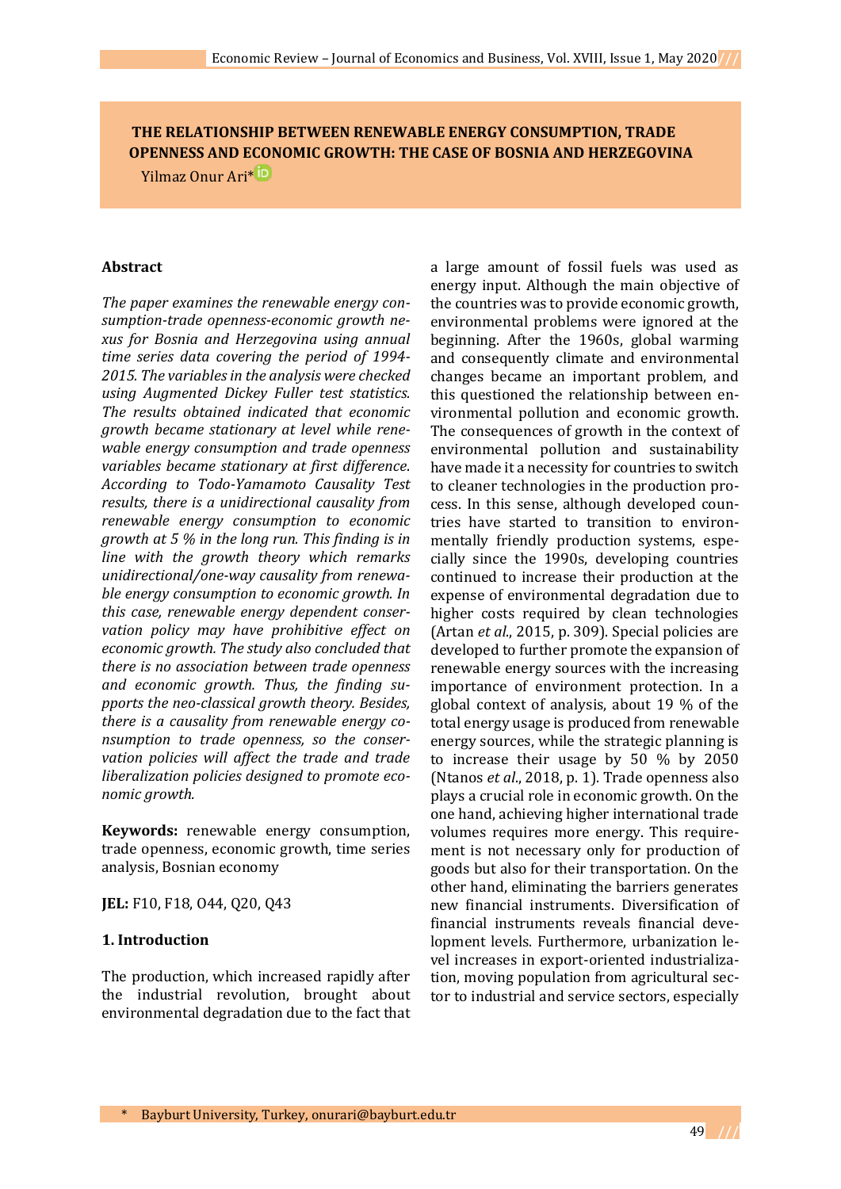# THE RELATIONSHIP BETWEEN RENEWABLE ENERGY CONSUMPTION, TRADE OPENNESS AND ECONOMIC GROWTH: THE CASE OF BOSNIA AND HERZEGOVINA

Yilmaz Onur Ari*

*Bayburt University, Turkey, onurari@bayburt.edu.tr

## Abstract

*The paper examines the renewable energy consumption-trade openness-economic growth nexus for Bosnia and Herzegovina using annual time series data covering the period of 1994-2015. The variables in the analysis were checked using Augmented Dickey Fuller test statistics. The results obtained indicated that economic growth became stationary at level while renewable energy consumption and trade openness variables became stationary at first difference. According to Todo-Yamamoto Causality Test results, there is a unidirectional causality from renewable energy consumption to economic growth at 5 % in the long run. This finding is in line with the growth theory which remarks unidirectional/one-way causality from renewable energy consumption to economic growth. In this case, renewable energy dependent conservation policy may have prohibitive effect on economic growth. The study also concluded that there is no association between trade openness and economic growth. Thus, the finding supports the neo-classical growth theory. Besides, there is a causality from renewable energy consumption to trade openness, so the conservation policies will affect the trade and trade liberalization policies designed to promote economic growth.*

**Keywords:** renewable energy consumption, trade openness, economic growth, time series analysis, Bosnian economy

**JEL:** F10, F18, O44, Q20, Q43

## 1. Introduction

The production, which increased rapidly after the industrial revolution, brought about environmental degradation due to the fact that a large amount of fossil fuels was used as energy input. Although the main objective of the countries was to provide economic growth, environmental problems were ignored at the beginning. After the 1960s, global warming and consequently climate and environmental changes became an important problem, and this questioned the relationship between environmental pollution and economic growth. The consequences of growth in the context of environmental pollution and sustainability have made it a necessity for countries to switch to cleaner technologies in the production process. In this sense, although developed countries have started to transition to environmentally friendly production systems, especially since the 1990s, developing countries continued to increase their production at the expense of environmental degradation due to higher costs required by clean technologies (Artan *et al*., 2015, p. 309). Special policies are developed to further promote the expansion of renewable energy sources with the increasing importance of environment protection. In a global context of analysis, about 19 % of the total energy usage is produced from renewable energy sources, while the strategic planning is to increase their usage by 50 % by 2050 (Ntanos *et al*., 2018, p. 1). Trade openness also plays a crucial role in economic growth. On the one hand, achieving higher international trade volumes requires more energy. This requirement is not necessary only for production of goods but also for their transportation. On the other hand, eliminating the barriers generates new financial instruments. Diversification of financial instruments reveals financial development levels. Furthermore, urbanization level increases in export-oriented industrialization, moving population from agricultural sector to industrial and service sectors, especially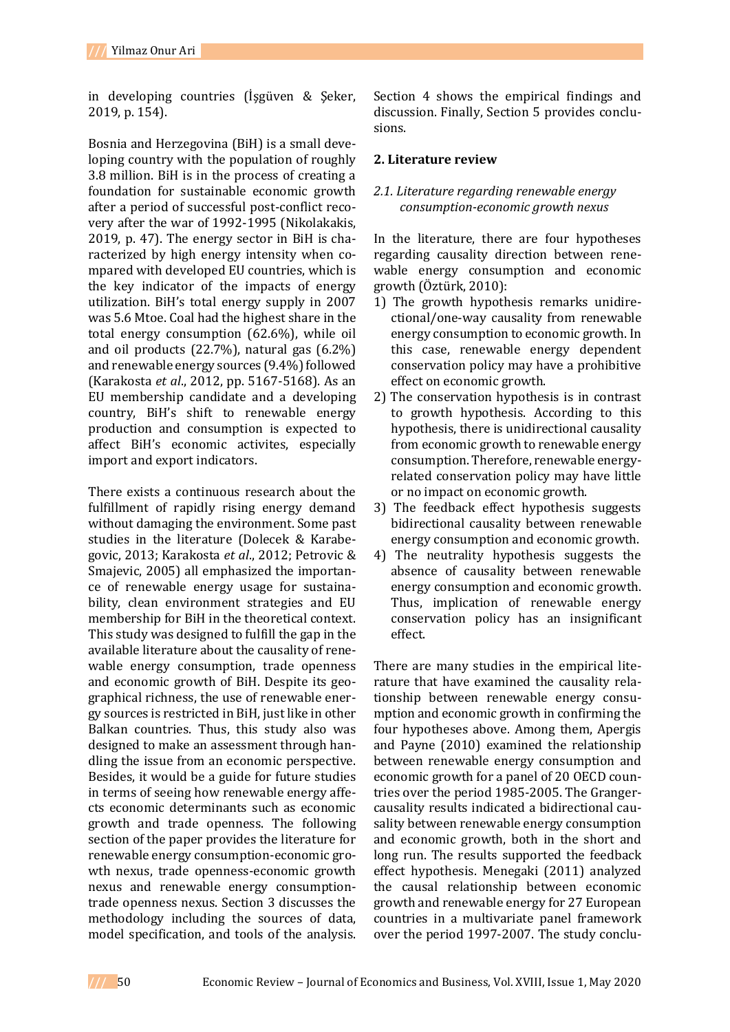in developing countries (İşgüven & Şeker, 2019, p. 154).

Bosnia and Herzegovina (BiH) is a small developing country with the population of roughly 3.8 million. BiH is in the process of creating a foundation for sustainable economic growth after a period of successful post-conflict recovery after the war of 1992-1995 (Nikolakakis, 2019, p. 47). The energy sector in BiH is characterized by high energy intensity when compared with developed EU countries, which is the key indicator of the impacts of energy utilization. BiH's total energy supply in 2007 was 5.6 Mtoe. Coal had the highest share in the total energy consumption (62.6%), while oil and oil products (22.7%), natural gas (6.2%) and renewable energy sources (9.4%) followed (Karakosta *et al*., 2012, pp. 5167-5168). As an EU membership candidate and a developing country, BiH's shift to renewable energy production and consumption is expected to affect BiH's economic activites, especially import and export indicators.

There exists a continuous research about the fulfillment of rapidly rising energy demand without damaging the environment. Some past studies in the literature (Dolecek & Karabegovic, 2013; Karakosta *et al*., 2012; Petrovic & Smajevic, 2005) all emphasized the importance of renewable energy usage for sustainability, clean environment strategies and EU membership for BiH in the theoretical context. This study was designed to fulfill the gap in the available literature about the causality of renewable energy consumption, trade openness and economic growth of BiH. Despite its geographical richness, the use of renewable energy sources is restricted in BiH, just like in other Balkan countries. Thus, this study also was designed to make an assessment through handling the issue from an economic perspective. Besides, it would be a guide for future studies in terms of seeing how renewable energy affects economic determinants such as economic growth and trade openness. The following section of the paper provides the literature for renewable energy consumption-economic growth nexus, trade openness-economic growth nexus and renewable energy consumption-trade openness nexus. Section 3 discusses the methodology including the sources of data, model specification, and tools of the analysis. Section 4 shows the empirical findings and discussion. Finally, Section 5 provides conclusions.

## 2. Literature review

### *2.1. Literature regarding renewable energy consumption-economic growth nexus*

In the literature, there are four hypotheses regarding causality direction between renewable energy consumption and economic growth (Öztürk, 2010):

1) The growth hypothesis remarks unidirectional/one-way causality from renewable energy consumption to economic growth. In this case, renewable energy dependent conservation policy may have a prohibitive effect on economic growth.
2) The conservation hypothesis is in contrast to growth hypothesis. According to this hypothesis, there is unidirectional causality from economic growth to renewable energy consumption. Therefore, renewable energy-related conservation policy may have little or no impact on economic growth.
3) The feedback effect hypothesis suggests bidirectional causality between renewable energy consumption and economic growth.
4) The neutrality hypothesis suggests the absence of causality between renewable energy consumption and economic growth. Thus, implication of renewable energy conservation policy has an insignificant effect.

There are many studies in the empirical literature that have examined the causality relationship between renewable energy consumption and economic growth in confirming the four hypotheses above. Among them, Apergis and Payne (2010) examined the relationship between renewable energy consumption and economic growth for a panel of 20 OECD countries over the period 1985-2005. The Granger-causality results indicated a bidirectional causality between renewable energy consumption and economic growth, both in the short and long run. The results supported the feedback effect hypothesis. Menegaki (2011) analyzed the causal relationship between economic growth and renewable energy for 27 European countries in a multivariate panel framework over the period 1997-2007. The study conclu-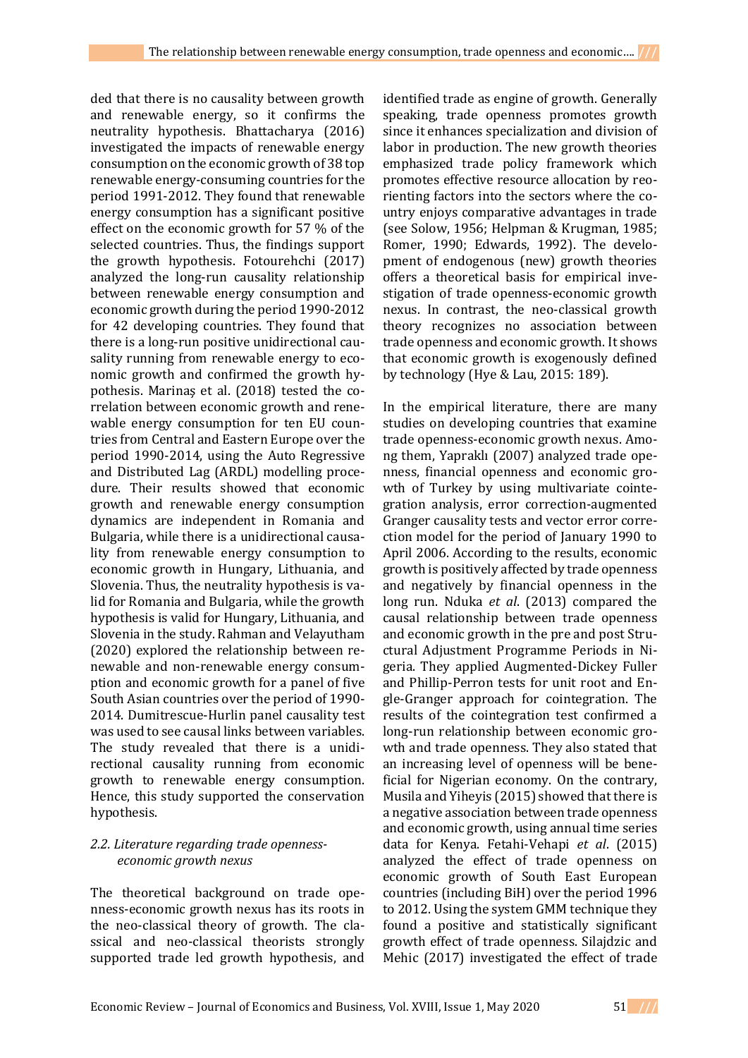ded that there is no causality between growth and renewable energy, so it confirms the neutrality hypothesis. Bhattacharya (2016) investigated the impacts of renewable energy consumption on the economic growth of 38 top renewable energy-consuming countries for the period 1991-2012. They found that renewable energy consumption has a significant positive effect on the economic growth for 57 % of the selected countries. Thus, the findings support the growth hypothesis. Fotourehchi (2017) analyzed the long-run causality relationship between renewable energy consumption and economic growth during the period 1990-2012 for 42 developing countries. They found that there is a long-run positive unidirectional causality running from renewable energy to economic growth and confirmed the growth hypothesis. Marinaş et al. (2018) tested the correlation between economic growth and renewable energy consumption for ten EU countries from Central and Eastern Europe over the period 1990-2014, using the Auto Regressive and Distributed Lag (ARDL) modelling procedure. Their results showed that economic growth and renewable energy consumption dynamics are independent in Romania and Bulgaria, while there is a unidirectional causality from renewable energy consumption to economic growth in Hungary, Lithuania, and Slovenia. Thus, the neutrality hypothesis is valid for Romania and Bulgaria, while the growth hypothesis is valid for Hungary, Lithuania, and Slovenia in the study. Rahman and Velayutham (2020) explored the relationship between renewable and non-renewable energy consumption and economic growth for a panel of five South Asian countries over the period of 1990-2014. Dumitrescue-Hurlin panel causality test was used to see causal links between variables. The study revealed that there is a unidirectional causality running from economic growth to renewable energy consumption. Hence, this study supported the conservation hypothesis.

### *2.2. Literature regarding trade openness-economic growth nexus*

The theoretical background on trade openness-economic growth nexus has its roots in the neo-classical theory of growth. The classical and neo-classical theorists strongly supported trade led growth hypothesis, and identified trade as engine of growth. Generally speaking, trade openness promotes growth since it enhances specialization and division of labor in production. The new growth theories emphasized trade policy framework which promotes effective resource allocation by reorienting factors into the sectors where the country enjoys comparative advantages in trade (see Solow, 1956; Helpman & Krugman, 1985; Romer, 1990; Edwards, 1992). The development of endogenous (new) growth theories offers a theoretical basis for empirical investigation of trade openness-economic growth nexus. In contrast, the neo-classical growth theory recognizes no association between trade openness and economic growth. It shows that economic growth is exogenously defined by technology (Hye & Lau, 2015: 189).

In the empirical literature, there are many studies on developing countries that examine trade openness-economic growth nexus. Among them, Yapraklı (2007) analyzed trade openness, financial openness and economic growth of Turkey by using multivariate cointegration analysis, error correction-augmented Granger causality tests and vector error correction model for the period of January 1990 to April 2006. According to the results, economic growth is positively affected by trade openness and negatively by financial openness in the long run. Nduka *et al*. (2013) compared the causal relationship between trade openness and economic growth in the pre and post Structural Adjustment Programme Periods in Nigeria. They applied Augmented-Dickey Fuller and Phillip-Perron tests for unit root and Engle-Granger approach for cointegration. The results of the cointegration test confirmed a long-run relationship between economic growth and trade openness. They also stated that an increasing level of openness will be beneficial for Nigerian economy. On the contrary, Musila and Yiheyis (2015) showed that there is a negative association between trade openness and economic growth, using annual time series data for Kenya. Fetahi-Vehapi *et al*. (2015) analyzed the effect of trade openness on economic growth of South East European countries (including BiH) over the period 1996 to 2012. Using the system GMM technique they found a positive and statistically significant growth effect of trade openness. Silajdzic and Mehic (2017) investigated the effect of trade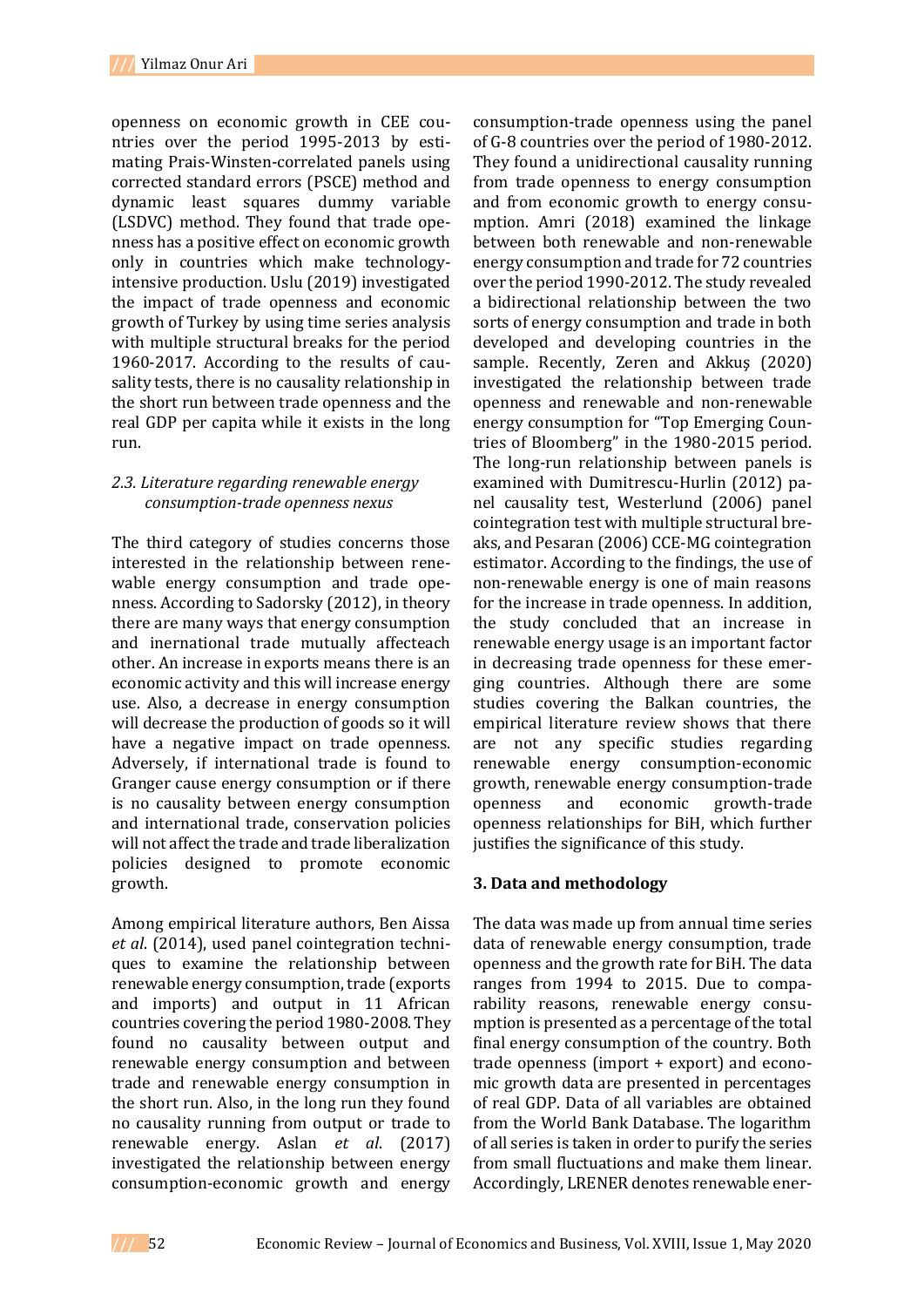openness on economic growth in CEE countries over the period 1995-2013 by estimating Prais-Winsten-correlated panels using corrected standard errors (PSCE) method and dynamic least squares dummy variable (LSDVC) method. They found that trade openness has a positive effect on economic growth only in countries which make technology-intensive production. Uslu (2019) investigated the impact of trade openness and economic growth of Turkey by using time series analysis with multiple structural breaks for the period 1960-2017. According to the results of causality tests, there is no causality relationship in the short run between trade openness and the real GDP per capita while it exists in the long run.

### *2.3. Literature regarding renewable energy consumption-trade openness nexus*

The third category of studies concerns those interested in the relationship between renewable energy consumption and trade openness. According to Sadorsky (2012), in theory there are many ways that energy consumption and inernational trade mutually affecteach other. An increase in exports means there is an economic activity and this will increase energy use. Also, a decrease in energy consumption will decrease the production of goods so it will have a negative impact on trade openness. Adversely, if international trade is found to Granger cause energy consumption or if there is no causality between energy consumption and international trade, conservation policies will not affect the trade and trade liberalization policies designed to promote economic growth.

Among empirical literature authors, Ben Aissa *et al*. (2014), used panel cointegration techniques to examine the relationship between renewable energy consumption, trade (exports and imports) and output in 11 African countries covering the period 1980-2008. They found no causality between output and renewable energy consumption and between trade and renewable energy consumption in the short run. Also, in the long run they found no causality running from output or trade to renewable energy. Aslan *et al*. (2017) investigated the relationship between energy consumption-economic growth and energy consumption-trade openness using the panel of G-8 countries over the period of 1980-2012. They found a unidirectional causality running from trade openness to energy consumption and from economic growth to energy consumption. Amri (2018) examined the linkage between both renewable and non-renewable energy consumption and trade for 72 countries over the period 1990-2012. The study revealed a bidirectional relationship between the two sorts of energy consumption and trade in both developed and developing countries in the sample. Recently, Zeren and Akkuş (2020) investigated the relationship between trade openness and renewable and non-renewable energy consumption for "Top Emerging Countries of Bloomberg" in the 1980-2015 period. The long-run relationship between panels is examined with Dumitrescu-Hurlin (2012) panel causality test, Westerlund (2006) panel cointegration test with multiple structural breaks, and Pesaran (2006) CCE-MG cointegration estimator. According to the findings, the use of non-renewable energy is one of main reasons for the increase in trade openness. In addition, the study concluded that an increase in renewable energy usage is an important factor in decreasing trade openness for these emerging countries. Although there are some studies covering the Balkan countries, the empirical literature review shows that there are not any specific studies regarding renewable energy consumption-economic growth, renewable energy consumption-trade openness and economic growth-trade openness relationships for BiH, which further justifies the significance of this study.

## 3. Data and methodology

The data was made up from annual time series data of renewable energy consumption, trade openness and the growth rate for BiH. The data ranges from 1994 to 2015. Due to comparability reasons, renewable energy consumption is presented as a percentage of the total final energy consumption of the country. Both trade openness (import + export) and economic growth data are presented in percentages of real GDP. Data of all variables are obtained from the World Bank Database. The logarithm of all series is taken in order to purify the series from small fluctuations and make them linear. Accordingly, LRENER denotes renewable ener-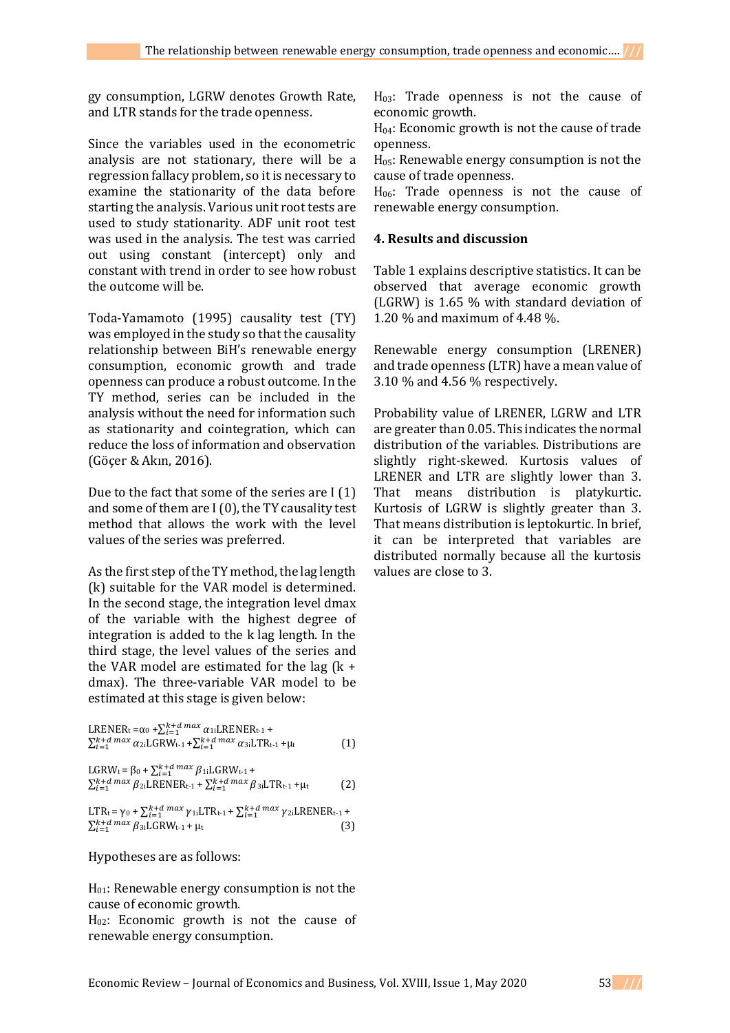gy consumption, LGRW denotes Growth Rate, and LTR stands for the trade openness.

Since the variables used in the econometric analysis are not stationary, there will be a regression fallacy problem, so it is necessary to examine the stationarity of the data before starting the analysis. Various unit root tests are used to study stationarity. ADF unit root test was used in the analysis. The test was carried out using constant (intercept) only and constant with trend in order to see how robust the outcome will be.

Toda-Yamamoto (1995) causality test (TY) was employed in the study so that the causality relationship between BiH's renewable energy consumption, economic growth and trade openness can produce a robust outcome. In the TY method, series can be included in the analysis without the need for information such as stationarity and cointegration, which can reduce the loss of information and observation (Göçer & Akın, 2016).

Due to the fact that some of the series are I (1) and some of them are I (0), the TY causality test method that allows the work with the level values of the series was preferred.

As the first step of the TY method, the lag length (k) suitable for the VAR model is determined. In the second stage, the integration level dmax of the variable with the highest degree of integration is added to the k lag length. In the third stage, the level values of the series and the VAR model are estimated for the lag (k + dmax). The three-variable VAR model to be estimated at this stage is given below:

$$LRENER_t = \alpha_0 + \sum_{i=1}^{k+d\,max} \alpha_{1i} LRENER_{t-1} + \sum_{i=1}^{k+d\,max} \alpha_{2i} LGRW_{t-1} + \sum_{i=1}^{k+d\,max} \alpha_{3i} LTR_{t-1} + \mu_t \quad (1)$$

$$LGRW_t = \beta_0 + \sum_{i=1}^{k+d\,max} \beta_{1i} LGRW_{t-1} + \sum_{i=1}^{k+d\,max} \beta_{2i} LRENER_{t-1} + \sum_{i=1}^{k+d\,max} \beta_{3i} LTR_{t-1} + \mu_t \quad (2)$$

$$LTR_t = \gamma_0 + \sum_{i=1}^{k+d\,max} \gamma_{1i} LTR_{t-1} + \sum_{i=1}^{k+d\,max} \gamma_{2i} LRENER_{t-1} + \sum_{i=1}^{k+d\,max} \beta_{3i} LGRW_{t-1} + \mu_t \quad (3)$$

Hypotheses are as follows:

$H_{01}$: Renewable energy consumption is not the cause of economic growth.
$H_{02}$: Economic growth is not the cause of renewable energy consumption.
$H_{03}$: Trade openness is not the cause of economic growth.
$H_{04}$: Economic growth is not the cause of trade openness.
$H_{05}$: Renewable energy consumption is not the cause of trade openness.
$H_{06}$: Trade openness is not the cause of renewable energy consumption.

## 4. Results and discussion

Table 1 explains descriptive statistics. It can be observed that average economic growth (LGRW) is 1.65 % with standard deviation of 1.20 % and maximum of 4.48 %.

Renewable energy consumption (LRENER) and trade openness (LTR) have a mean value of 3.10 % and 4.56 % respectively.

Probability value of LRENER, LGRW and LTR are greater than 0.05. This indicates the normal distribution of the variables. Distributions are slightly right-skewed. Kurtosis values of LRENER and LTR are slightly lower than 3. That means distribution is platykurtic. Kurtosis of LGRW is slightly greater than 3. That means distribution is leptokurtic. In brief, it can be interpreted that variables are distributed normally because all the kurtosis values are close to 3.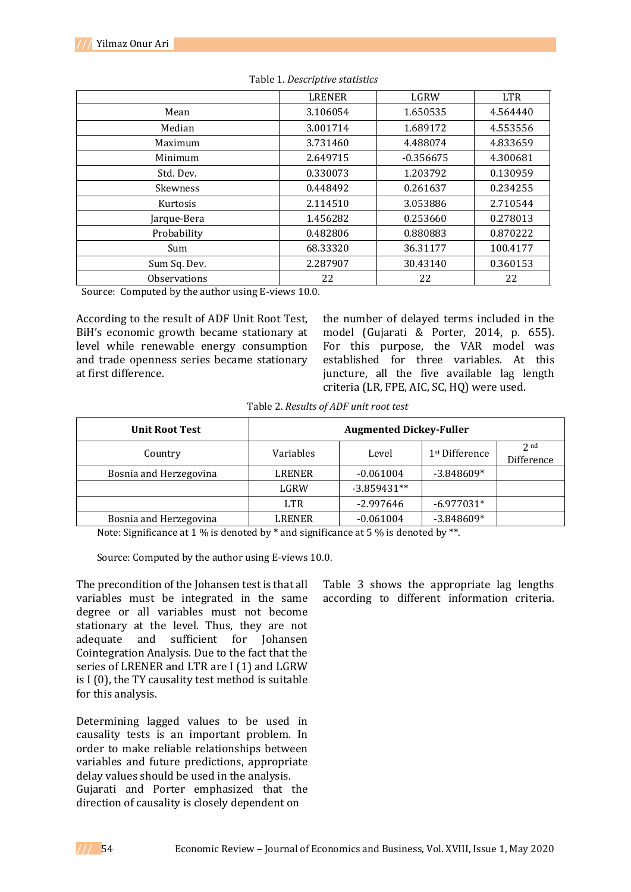Table 1. *Descriptive statistics*

| | LRENER | LGRW | LTR |
|---|---|---|---|
| Mean | 3.106054 | 1.650535 | 4.564440 |
| Median | 3.001714 | 1.689172 | 4.553556 |
| Maximum | 3.731460 | 4.488074 | 4.833659 |
| Minimum | 2.649715 | -0.356675 | 4.300681 |
| Std. Dev. | 0.330073 | 1.203792 | 0.130959 |
| Skewness | 0.448492 | 0.261637 | 0.234255 |
| Kurtosis | 2.114510 | 3.053886 | 2.710544 |
| Jarque-Bera | 1.456282 | 0.253660 | 0.278013 |
| Probability | 0.482806 | 0.880883 | 0.870222 |
| Sum | 68.33320 | 36.31177 | 100.4177 |
| Sum Sq. Dev. | 2.287907 | 30.43140 | 0.360153 |
| Observations | 22 | 22 | 22 |

Source: Computed by the author using E-views 10.0.

According to the result of ADF Unit Root Test, BiH's economic growth became stationary at level while renewable energy consumption and trade openness series became stationary at first difference.

Table 2. *Results of ADF unit root test*

| Unit Root Test | Augmented Dickey-Fuller | | | |
|---|---|---|---|---|
| Country | Variables | Level | 1st Difference | 2nd Difference |
| Bosnia and Herzegovina | LRENER | -0.061004 | -3.848609* | |
| | LGRW | -3.859431** | | |
| | LTR | -2.997646 | -6.977031* | |
| Bosnia and Herzegovina | LRENER | -0.061004 | -3.848609* | |

Note: Significance at 1 % is denoted by * and significance at 5 % is denoted by **.

Source: Computed by the author using E-views 10.0.

The precondition of the Johansen test is that all variables must be integrated in the same degree or all variables must not become stationary at the level. Thus, they are not adequate and sufficient for Johansen Cointegration Analysis. Due to the fact that the series of LRENER and LTR are I (1) and LGRW is I (0), the TY causality test method is suitable for this analysis.

Determining lagged values to be used in causality tests is an important problem. In order to make reliable relationships between variables and future predictions, appropriate delay values should be used in the analysis. Gujarati and Porter emphasized that the direction of causality is closely dependent on the number of delayed terms included in the model (Gujarati & Porter, 2014, p. 655). For this purpose, the VAR model was established for three variables. At this juncture, all the five available lag length criteria (LR, FPE, AIC, SC, HQ) were used.

Table 3 shows the appropriate lag lengths according to different information criteria.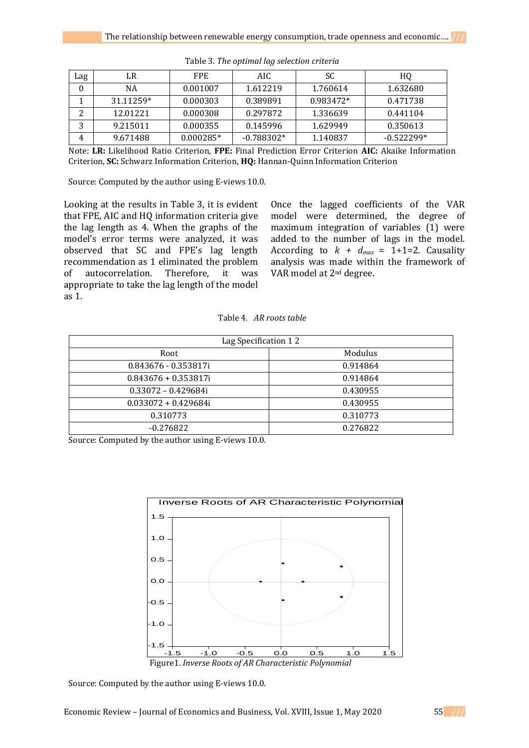Table 3. *The optimal lag selection criteria*

| Lag | LR | FPE | AIC | SC | HQ |
|---|---|---|---|---|---|
| 0 | NA | 0.001007 | 1.612219 | 1.760614 | 1.632680 |
| 1 | 31.11259* | 0.000303 | 0.389891 | 0.983472* | 0.471738 |
| 2 | 12.01221 | 0.000308 | 0.297872 | 1.336639 | 0.441104 |
| 3 | 9.215011 | 0.000355 | 0.145996 | 1.629949 | 0.350613 |
| 4 | 9.671488 | 0.000285* | -0.788302* | 1.140837 | -0.522299* |

Note: **LR:** Likelihood Ratio Criterion, **FPE:** Final Prediction Error Criterion **AIC:** Akaike Information Criterion, **SC:** Schwarz Information Criterion, **HQ:** Hannan-Quinn Information Criterion

Source: Computed by the author using E-views 10.0.

Looking at the results in Table 3, it is evident that FPE, AIC and HQ information criteria give the lag length as 4. When the graphs of the model's error terms were analyzed, it was observed that SC and FPE's lag length recommendation as 1 eliminated the problem of autocorrelation. Therefore, it was appropriate to take the lag length of the model as 1.

Once the lagged coefficients of the VAR model were determined, the degree of maximum integration of variables (1) were added to the number of lags in the model. According to $k + d_{max}$ = 1+1=2. Causality analysis was made within the framework of VAR model at 2nd degree.

Table 4. *AR roots table*

| Lag Specification 1 2 | |
|---|---|
| Root | Modulus |
| 0.843676 - 0.353817i | 0.914864 |
| 0.843676 + 0.353817i | 0.914864 |
| 0.33072 – 0.429684i | 0.430955 |
| 0.033072 + 0.429684i | 0.430955 |
| 0.310773 | 0.310773 |
| -0.276822 | 0.276822 |

Source: Computed by the author using E-views 10.0.

Figure1. *Inverse Roots of AR Characteristic Polynomial*

Source: Computed by the author using E-views 10.0.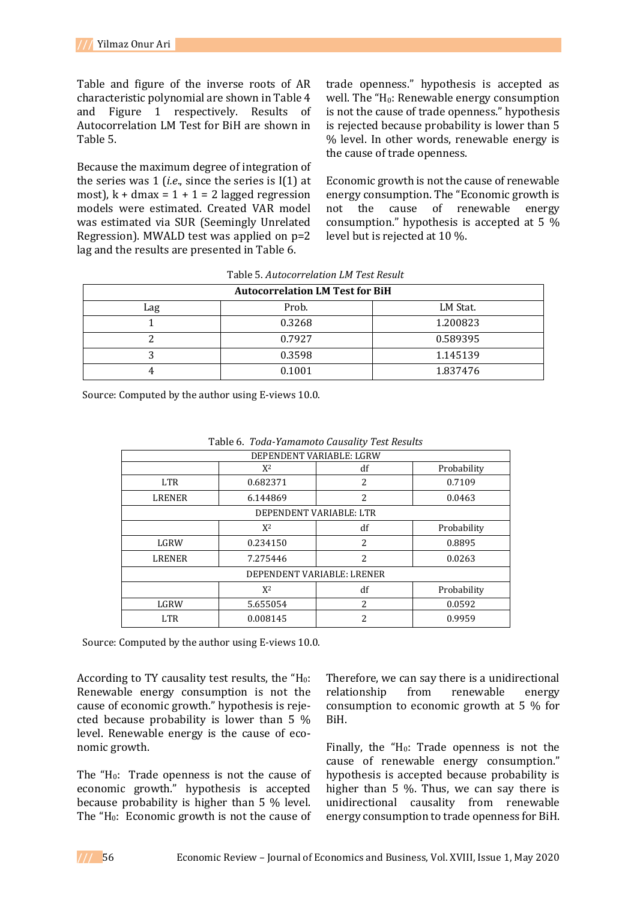Table and figure of the inverse roots of AR characteristic polynomial are shown in Table 4 and Figure 1 respectively. Results of Autocorrelation LM Test for BiH are shown in Table 5.

Because the maximum degree of integration of the series was 1 (*i.e.*, since the series is I(1) at most), k + dmax = 1 + 1 = 2 lagged regression models were estimated. Created VAR model was estimated via SUR (Seemingly Unrelated Regression). MWALD test was applied on p=2 lag and the results are presented in Table 6.

trade openness." hypothesis is accepted as well. The "$H_0$: Renewable energy consumption is not the cause of trade openness." hypothesis is rejected because probability is lower than 5 % level. In other words, renewable energy is the cause of trade openness.

Economic growth is not the cause of renewable energy consumption. The "Economic growth is not the cause of renewable energy consumption." hypothesis is accepted at 5 % level but is rejected at 10 %.

Table 5. *Autocorrelation LM Test Result*

| Autocorrelation LM Test for BiH | | |
|---|---|---|
| Lag | Prob. | LM Stat. |
| 1 | 0.3268 | 1.200823 |
| 2 | 0.7927 | 0.589395 |
| 3 | 0.3598 | 1.145139 |
| 4 | 0.1001 | 1.837476 |

Source: Computed by the author using E-views 10.0.

Table 6. *Toda-Yamamoto Causality Test Results*

| DEPENDENT VARIABLE: LGRW | | | |
|---|---|---|---|
| | $X^2$ | df | Probability |
| LTR | 0.682371 | 2 | 0.7109 |
| LRENER | 6.144869 | 2 | 0.0463 |
| DEPENDENT VARIABLE: LTR | | | |
| | $X^2$ | df | Probability |
| LGRW | 0.234150 | 2 | 0.8895 |
| LRENER | 7.275446 | 2 | 0.0263 |
| DEPENDENT VARIABLE: LRENER | | | |
| | $X^2$ | df | Probability |
| LGRW | 5.655054 | 2 | 0.0592 |
| LTR | 0.008145 | 2 | 0.9959 |

Source: Computed by the author using E-views 10.0.

According to TY causality test results, the "$H_0$: Renewable energy consumption is not the cause of economic growth." hypothesis is rejected because probability is lower than 5 % level. Renewable energy is the cause of economic growth.

The "$H_0$: Trade openness is not the cause of economic growth." hypothesis is accepted because probability is higher than 5 % level. The "$H_0$: Economic growth is not the cause of trade openness." hypothesis is accepted as well.

Therefore, we can say there is a unidirectional relationship from renewable energy consumption to economic growth at 5 % for BiH.

Finally, the "$H_0$: Trade openness is not the cause of renewable energy consumption." hypothesis is accepted because probability is higher than 5 %. Thus, we can say there is unidirectional causality from renewable energy consumption to trade openness for BiH.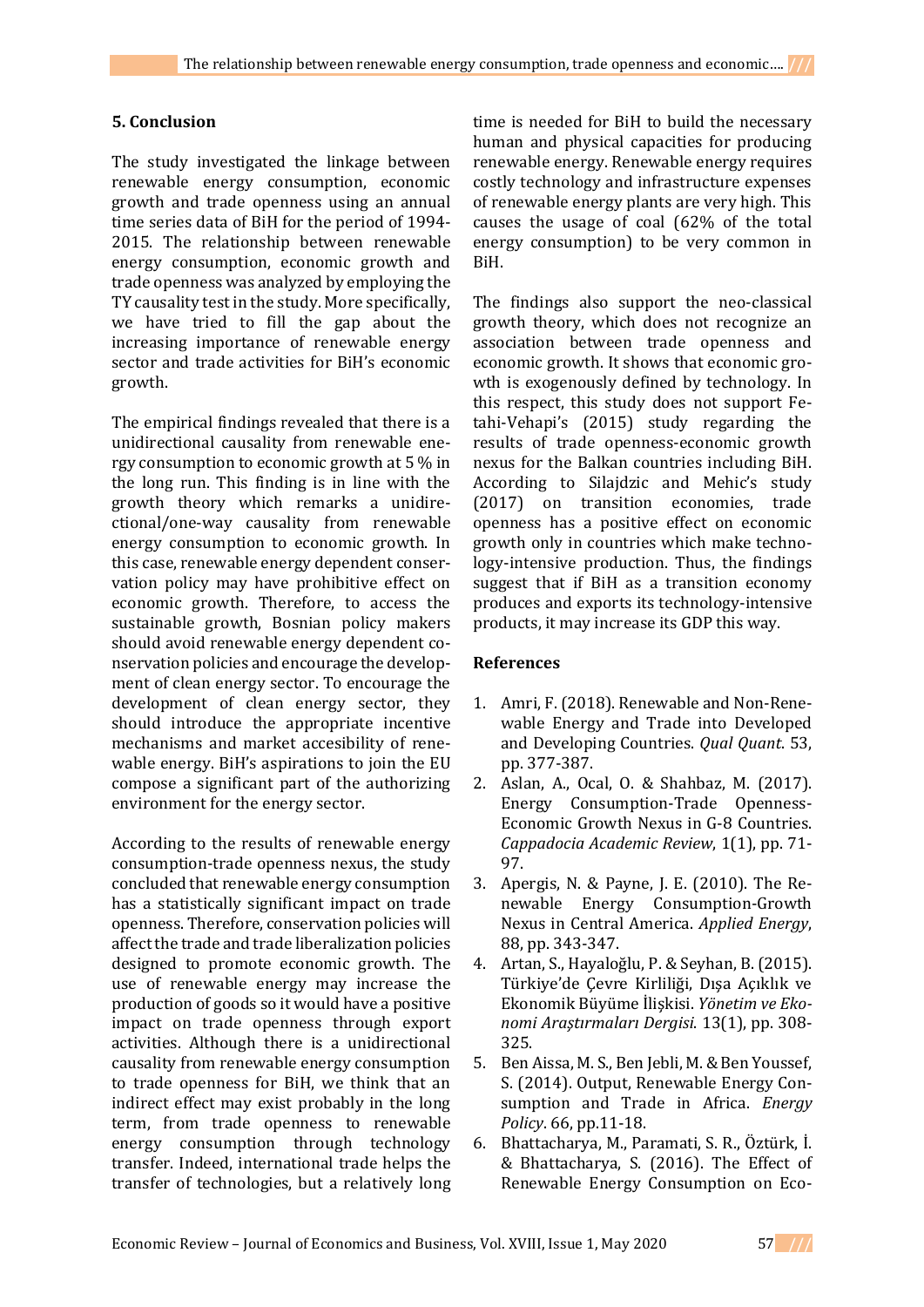## 5. Conclusion

The study investigated the linkage between renewable energy consumption, economic growth and trade openness using an annual time series data of BiH for the period of 1994-2015. The relationship between renewable energy consumption, economic growth and trade openness was analyzed by employing the TY causality test in the study. More specifically, we have tried to fill the gap about the increasing importance of renewable energy sector and trade activities for BiH's economic growth.

The empirical findings revealed that there is a unidirectional causality from renewable energy consumption to economic growth at 5 % in the long run. This finding is in line with the growth theory which remarks a unidirectional/one-way causality from renewable energy consumption to economic growth. In this case, renewable energy dependent conservation policy may have prohibitive effect on economic growth. Therefore, to access the sustainable growth, Bosnian policy makers should avoid renewable energy dependent conservation policies and encourage the development of clean energy sector. To encourage the development of clean energy sector, they should introduce the appropriate incentive mechanisms and market accesibility of renewable energy. BiH's aspirations to join the EU compose a significant part of the authorizing environment for the energy sector.

According to the results of renewable energy consumption-trade openness nexus, the study concluded that renewable energy consumption has a statistically significant impact on trade openness. Therefore, conservation policies will affect the trade and trade liberalization policies designed to promote economic growth. The use of renewable energy may increase the production of goods so it would have a positive impact on trade openness through export activities. Although there is a unidirectional causality from renewable energy consumption to trade openness for BiH, we think that an indirect effect may exist probably in the long term, from trade openness to renewable energy consumption through technology transfer. Indeed, international trade helps the transfer of technologies, but a relatively long time is needed for BiH to build the necessary human and physical capacities for producing renewable energy. Renewable energy requires costly technology and infrastructure expenses of renewable energy plants are very high. This causes the usage of coal (62% of the total energy consumption) to be very common in BiH.

The findings also support the neo-classical growth theory, which does not recognize an association between trade openness and economic growth. It shows that economic growth is exogenously defined by technology. In this respect, this study does not support Fetahi-Vehapi's (2015) study regarding the results of trade openness-economic growth nexus for the Balkan countries including BiH. According to Silajdzic and Mehic's study (2017) on transition economies, trade openness has a positive effect on economic growth only in countries which make technology-intensive production. Thus, the findings suggest that if BiH as a transition economy produces and exports its technology-intensive products, it may increase its GDP this way.

## References

1. Amri, F. (2018). Renewable and Non-Renewable Energy and Trade into Developed and Developing Countries. *Qual Quant*. 53, pp. 377-387.
2. Aslan, A., Ocal, O. & Shahbaz, M. (2017). Energy Consumption-Trade Openness-Economic Growth Nexus in G-8 Countries. *Cappadocia Academic Review*, 1(1), pp. 71-97.
3. Apergis, N. & Payne, J. E. (2010). The Renewable Energy Consumption-Growth Nexus in Central America. *Applied Energy*, 88, pp. 343-347.
4. Artan, S., Hayaloğlu, P. & Seyhan, B. (2015). Türkiye'de Çevre Kirliliği, Dışa Açıklık ve Ekonomik Büyüme İlişkisi. *Yönetim ve Ekonomi Araştırmaları Dergisi.* 13(1), pp. 308-325.
5. Ben Aissa, M. S., Ben Jebli, M. & Ben Youssef, S. (2014). Output, Renewable Energy Consumption and Trade in Africa. *Energy Policy*. 66, pp.11-18.
6. Bhattacharya, M., Paramati, S. R., Öztürk, İ. & Bhattacharya, S. (2016). The Effect of Renewable Energy Consumption on Eco-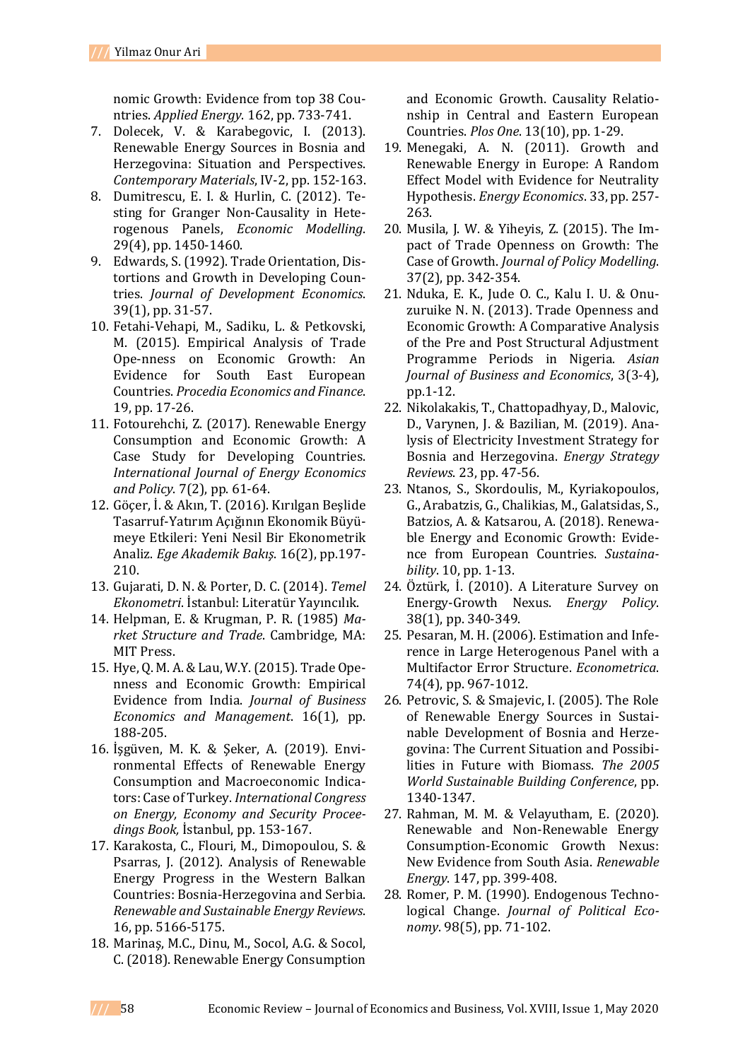nomic Growth: Evidence from top 38 Countries. *Applied Energy*. 162, pp. 733-741.

7. Dolecek, V. & Karabegovic, I. (2013). Renewable Energy Sources in Bosnia and Herzegovina: Situation and Perspectives. *Contemporary Materials*, IV-2, pp. 152-163.
8. Dumitrescu, E. I. & Hurlin, C. (2012). Testing for Granger Non-Causality in Heterogenous Panels, *Economic Modelling*. 29(4), pp. 1450-1460.
9. Edwards, S. (1992). Trade Orientation, Distortions and Growth in Developing Countries. *Journal of Development Economics*. 39(1), pp. 31-57.
10. Fetahi-Vehapi, M., Sadiku, L. & Petkovski, M. (2015). Empirical Analysis of Trade Ope-nness on Economic Growth: An Evidence for South East European Countries. *Procedia Economics and Finance*. 19, pp. 17-26.
11. Fotourehchi, Z. (2017). Renewable Energy Consumption and Economic Growth: A Case Study for Developing Countries. *International Journal of Energy Economics and Policy*. 7(2), pp. 61-64.
12. Göçer, İ. & Akın, T. (2016). Kırılgan Beşlide Tasarruf-Yatırım Açığının Ekonomik Büyümeye Etkileri: Yeni Nesil Bir Ekonometrik Analiz. *Ege Akademik Bakış*. 16(2), pp.197-210.
13. Gujarati, D. N. & Porter, D. C. (2014). *Temel Ekonometri*. İstanbul: Literatür Yayıncılık.
14. Helpman, E. & Krugman, P. R. (1985) *Market Structure and Trade*. Cambridge, MA: MIT Press.
15. Hye, Q. M. A. & Lau, W.Y. (2015). Trade Openness and Economic Growth: Empirical Evidence from India. *Journal of Business Economics and Management*. 16(1), pp. 188-205.
16. İşgüven, M. K. & Şeker, A. (2019). Environmental Effects of Renewable Energy Consumption and Macroeconomic Indicators: Case of Turkey. *International Congress on Energy, Economy and Security Proceedings Book,* İstanbul, pp. 153-167.
17. Karakosta, C., Flouri, M., Dimopoulou, S. & Psarras, J. (2012). Analysis of Renewable Energy Progress in the Western Balkan Countries: Bosnia-Herzegovina and Serbia. *Renewable and Sustainable Energy Reviews*. 16, pp. 5166-5175.
18. Marinaş, M.C., Dinu, M., Socol, A.G. & Socol, C. (2018). Renewable Energy Consumption and Economic Growth. Causality Relationship in Central and Eastern European Countries. *Plos One*. 13(10), pp. 1-29.
19. Menegaki, A. N. (2011). Growth and Renewable Energy in Europe: A Random Effect Model with Evidence for Neutrality Hypothesis. *Energy Economics*. 33, pp. 257-263.
20. Musila, J. W. & Yiheyis, Z. (2015). The Impact of Trade Openness on Growth: The Case of Kenya. *Journal of Policy Modelling*. 37(2), pp. 342-354.
21. Nduka, E. K., Jude O. C., Kalu I. U. & Onuzuruike N. N. (2013). Trade Openness and Economic Growth: A Comparative Analysis of the Pre and Post Structural Adjustment Programme Periods in Nigeria. *Asian Journal of Business and Economics*, 3(3-4), pp.1-12.
22. Nikolakakis, T., Chattopadhyay, D., Malovic, D., Varynen, J. & Bazilian, M. (2019). Analysis of Electricity Investment Strategy for Bosnia and Herzegovina. *Energy Strategy Reviews*. 23, pp. 47-56.
23. Ntanos, S., Skordoulis, M., Kyriakopoulos, G., Arabatzis, G., Chalikias, M., Galatsidas, S., Batzios, A. & Katsarou, A. (2018). Renewable Energy and Economic Growth: Evidence from European Countries. *Sustainability*. 10, pp. 1-13.
24. Öztürk, İ. (2010). A Literature Survey on Energy-Growth Nexus. *Energy Policy*. 38(1), pp. 340-349.
25. Pesaran, M. H. (2006). Estimation and Inference in Large Heterogenous Panel with a Multifactor Error Structure. *Econometrica*. 74(4), pp. 967-1012.
26. Petrovic, S. & Smajevic, I. (2005). The Role of Renewable Energy Sources in Sustainable Development of Bosnia and Herzegovina: The Current Situation and Possibilities in Future with Biomass. *The 2005 World Sustainable Building Conference*, pp. 1340-1347.
27. Rahman, M. M. & Velayutham, E. (2020). Renewable and Non-Renewable Energy Consumption-Economic Growth Nexus: New Evidence from South Asia. *Renewable Energy*. 147, pp. 399-408.
28. Romer, P. M. (1990). Endogenous Technological Change. *Journal of Political Economy*. 98(5), pp. 71-102.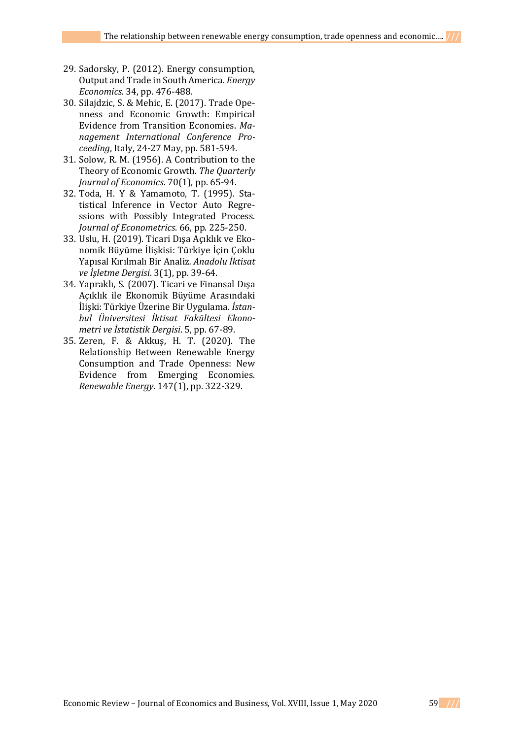29. Sadorsky, P. (2012). Energy consumption, Output and Trade in South America. *Energy Economics*. 34, pp. 476-488.
30. Silajdzic, S. & Mehic, E. (2017). Trade Openness and Economic Growth: Empirical Evidence from Transition Economies. *Management International Conference Proceeding*, Italy, 24-27 May, pp. 581-594.
31. Solow, R. M. (1956). A Contribution to the Theory of Economic Growth. *The Quarterly Journal of Economics*. 70(1), pp. 65-94.
32. Toda, H. Y & Yamamoto, T. (1995). Statistical Inference in Vector Auto Regressions with Possibly Integrated Process. *Journal of Econometrics*. 66, pp. 225-250.
33. Uslu, H. (2019). Ticari Dışa Açıklık ve Ekonomik Büyüme İlişkisi: Türkiye İçin Çoklu Yapısal Kırılmalı Bir Analiz. *Anadolu İktisat ve İşletme Dergisi*. 3(1), pp. 39-64.
34. Yapraklı, S. (2007). Ticari ve Finansal Dışa Açıklık ile Ekonomik Büyüme Arasındaki İlişki: Türkiye Üzerine Bir Uygulama. *İstanbul Üniversitesi İktisat Fakültesi Ekonometri ve İstatistik Dergisi*. 5, pp. 67-89.
35. Zeren, F. & Akkuş, H. T. (2020). The Relationship Between Renewable Energy Consumption and Trade Openness: New Evidence from Emerging Economies. *Renewable Energy*. 147(1), pp. 322-329.